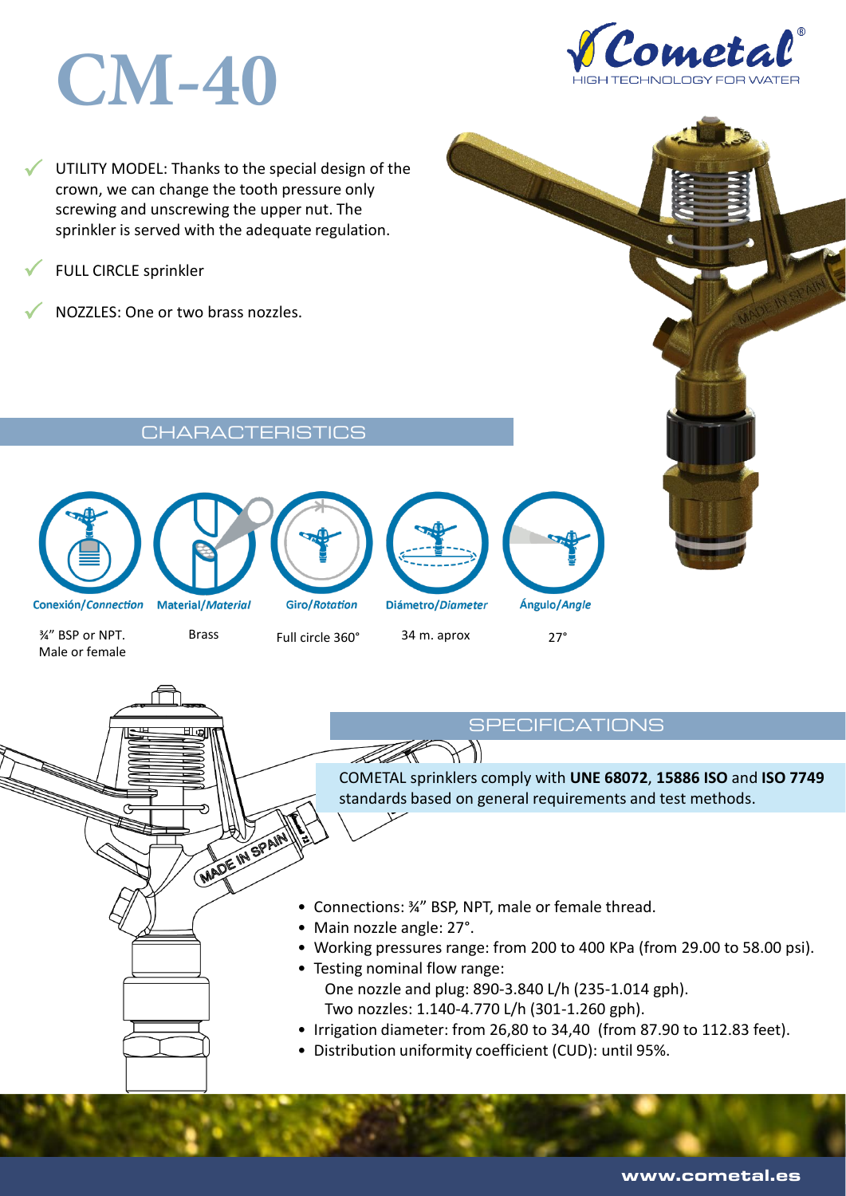# CM-40

Cometal® HIGH TECHNOLOGY FOR WATER

- UTILITY MODEL: Thanks to the special design of the crown, we can change the tooth pressure only screwing and unscrewing the upper nut. The sprinkler is served with the adequate regulation.
- FULL CIRCLE sprinkler
- NOZZLES: One or two brass nozzles.

## CHARACTERISTICS

| Conexión/*Connection* | Material/*Material* | Giro/*Rotation* | Diámetro/*Diameter* | Ángulo/*Angle* |
| --- | --- | --- | --- | --- |
| ¾" BSP or NPT. Male or female | Brass | Full circle 360° | 34 m. aprox | 27° |

## SPECIFICATIONS

COMETAL sprinklers comply with **UNE 68072**, **15886 ISO** and **ISO 7749** standards based on general requirements and test methods.

- Connections: ¾" BSP, NPT, male or female thread.
- Main nozzle angle: 27°.
- Working pressures range: from 200 to 400 KPa (from 29.00 to 58.00 psi).
- Testing nominal flow range:
  One nozzle and plug: 890-3.840 L/h (235-1.014 gph).
  Two nozzles: 1.140-4.770 L/h (301-1.260 gph).
- Irrigation diameter: from 26,80 to 34,40 (from 87.90 to 112.83 feet).
- Distribution uniformity coefficient (CUD): until 95%.

www.cometal.es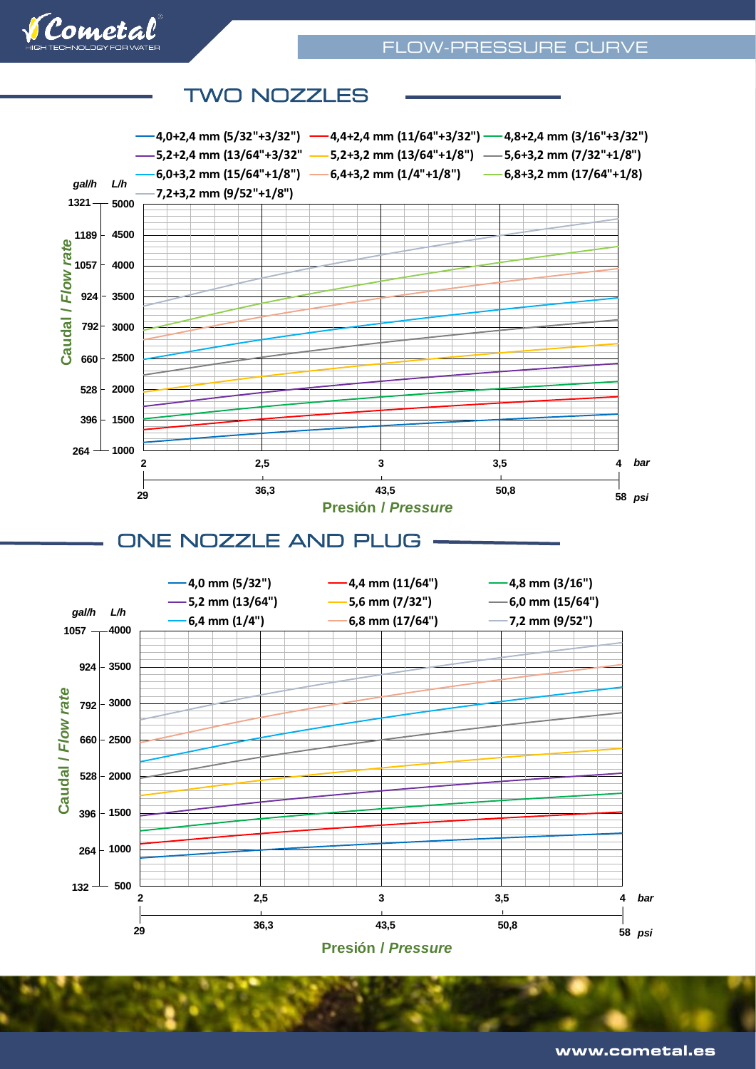# FLOW-PRESSURE CURVE

## TWO NOZZLES

- 4,0+2,4 mm (5/32"+3/32")
- 4,4+2,4 mm (11/64"+3/32")
- 4,8+2,4 mm (3/16"+3/32")
- 5,2+2,4 mm (13/64"+3/32"
- 5,2+3,2 mm (13/64"+1/8")
- 5,6+3,2 mm (7/32"+1/8")
- 6,0+3,2 mm (15/64"+1/8")
- 6,4+3,2 mm (1/4"+1/8")
- 6,8+3,2 mm (17/64"+1/8)
- 7,2+3,2 mm (9/52"+1/8")

Caudal / *Flow rate* (gal/h – L/h): 264 – 1000; 396 – 1500; 528 – 2000; 660 – 2500; 792 – 3000; 924 – 3500; 1057 – 4000; 1189 – 4500; 1321 – 5000

Presión / *Pressure*: 2 bar (29 psi); 2,5 (36,3); 3 (43,5); 3,5 (50,8); 4 bar (58 psi)

## ONE NOZZLE AND PLUG

- 4,0 mm (5/32")
- 4,4 mm (11/64")
- 4,8 mm (3/16")
- 5,2 mm (13/64")
- 5,6 mm (7/32")
- 6,0 mm (15/64")
- 6,4 mm (1/4")
- 6,8 mm (17/64")
- 7,2 mm (9/52")

Caudal / *Flow rate* (gal/h – L/h): 132 – 500; 264 – 1000; 396 – 1500; 528 – 2000; 660 – 2500; 792 – 3000; 924 – 3500; 1057 – 4000

Presión / *Pressure*: 2 bar (29 psi); 2,5 (36,3); 3 (43,5); 3,5 (50,8); 4 bar (58 psi)

www.cometal.es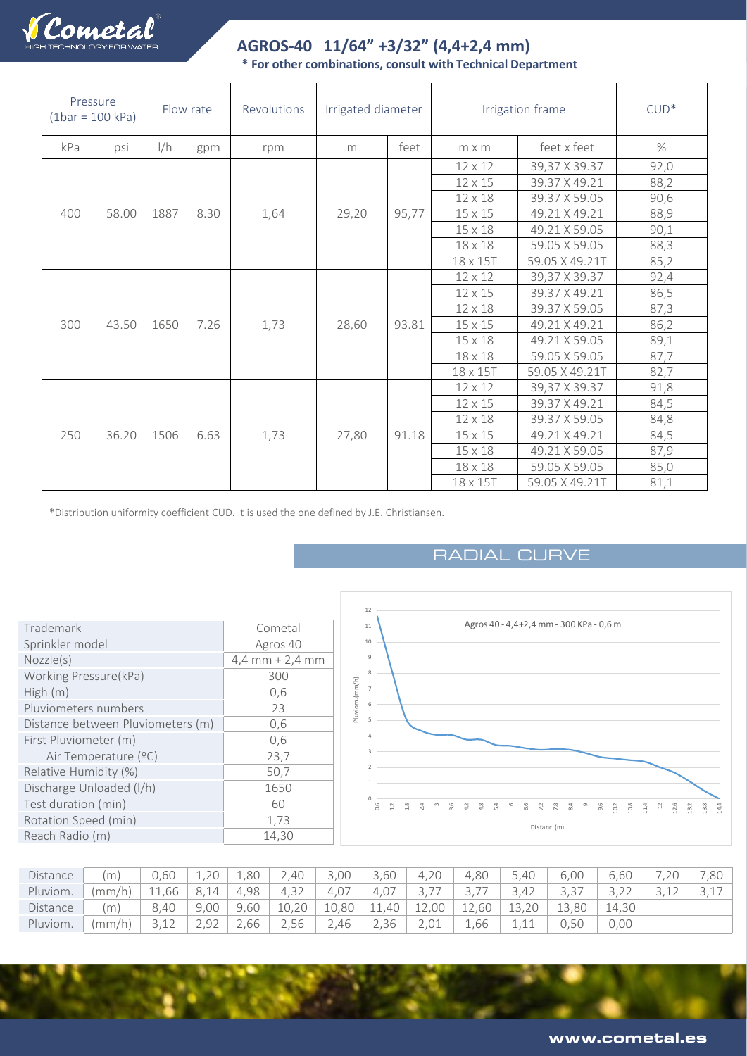## AGROS-40 11/64" +3/32" (4,4+2,4 mm)

**\* For other combinations, consult with Technical Department**

| Pressure (1bar = 100 kPa) | | Flow rate | | Revolutions | Irrigated diameter | | Irrigation frame | | CUD* |
|---|---|---|---|---|---|---|---|---|---|
| kPa | psi | l/h | gpm | rpm | m | feet | m x m | feet x feet | % |
| 400 | 58.00 | 1887 | 8.30 | 1,64 | 29,20 | 95,77 | 12 x 12 | 39,37 X 39.37 | 92,0 |
| | | | | | | | 12 x 15 | 39.37 X 49.21 | 88,2 |
| | | | | | | | 12 x 18 | 39.37 X 59.05 | 90,6 |
| | | | | | | | 15 x 15 | 49.21 X 49.21 | 88,9 |
| | | | | | | | 15 x 18 | 49.21 X 59.05 | 90,1 |
| | | | | | | | 18 x 18 | 59.05 X 59.05 | 88,3 |
| | | | | | | | 18 x 15T | 59.05 X 49.21T | 85,2 |
| 300 | 43.50 | 1650 | 7.26 | 1,73 | 28,60 | 93.81 | 12 x 12 | 39,37 X 39.37 | 92,4 |
| | | | | | | | 12 x 15 | 39.37 X 49.21 | 86,5 |
| | | | | | | | 12 x 18 | 39.37 X 59.05 | 87,3 |
| | | | | | | | 15 x 15 | 49.21 X 49.21 | 86,2 |
| | | | | | | | 15 x 18 | 49.21 X 59.05 | 89,1 |
| | | | | | | | 18 x 18 | 59.05 X 59.05 | 87,7 |
| | | | | | | | 18 x 15T | 59.05 X 49.21T | 82,7 |
| 250 | 36.20 | 1506 | 6.63 | 1,73 | 27,80 | 91.18 | 12 x 12 | 39,37 X 39.37 | 91,8 |
| | | | | | | | 12 x 15 | 39.37 X 49.21 | 84,5 |
| | | | | | | | 12 x 18 | 39.37 X 59.05 | 84,8 |
| | | | | | | | 15 x 15 | 49.21 X 49.21 | 84,5 |
| | | | | | | | 15 x 18 | 49.21 X 59.05 | 87,9 |
| | | | | | | | 18 x 18 | 59.05 X 59.05 | 85,0 |
| | | | | | | | 18 x 15T | 59.05 X 49.21T | 81,1 |

*Distribution uniformity coefficient CUD. It is used the one defined by J.E. Christiansen.

## RADIAL CURVE

| | |
|---|---|
| Trademark | Cometal |
| Sprinkler model | Agros 40 |
| Nozzle(s) | 4,4 mm + 2,4 mm |
| Working Pressure(kPa) | 300 |
| High (m) | 0,6 |
| Pluviometers numbers | 23 |
| Distance between Pluviometers (m) | 0,6 |
| First Pluviometer (m) | 0,6 |
| Air Temperature (ºC) | 23,7 |
| Relative Humidity (%) | 50,7 |
| Discharge Unloaded (l/h) | 1650 |
| Test duration (min) | 60 |
| Rotation Speed (min) | 1,73 |
| Reach Radio (m) | 14,30 |

Agros 40 - 4,4+2,4 mm - 300 KPa - 0,6 m

Pluviom. (mm/h)

Distanc. (m)

| | | | | | | | | | | | | | | |
|---|---|---|---|---|---|---|---|---|---|---|---|---|---|---|
| Distance | (m) | 0,60 | 1,20 | 1,80 | 2,40 | 3,00 | 3,60 | 4,20 | 4,80 | 5,40 | 6,00 | 6,60 | 7,20 | 7,80 |
| Pluviom. | (mm/h) | 11,66 | 8,14 | 4,98 | 4,32 | 4,07 | 4,07 | 3,77 | 3,77 | 3,42 | 3,37 | 3,22 | 3,12 | 3,17 |
| Distance | (m) | 8,40 | 9,00 | 9,60 | 10,20 | 10,80 | 11,40 | 12,00 | 12,60 | 13,20 | 13,80 | 14,30 | | |
| Pluviom. | (mm/h) | 3,12 | 2,92 | 2,66 | 2,56 | 2,46 | 2,36 | 2,01 | 1,66 | 1,11 | 0,50 | 0,00 | | |

www.cometal.es